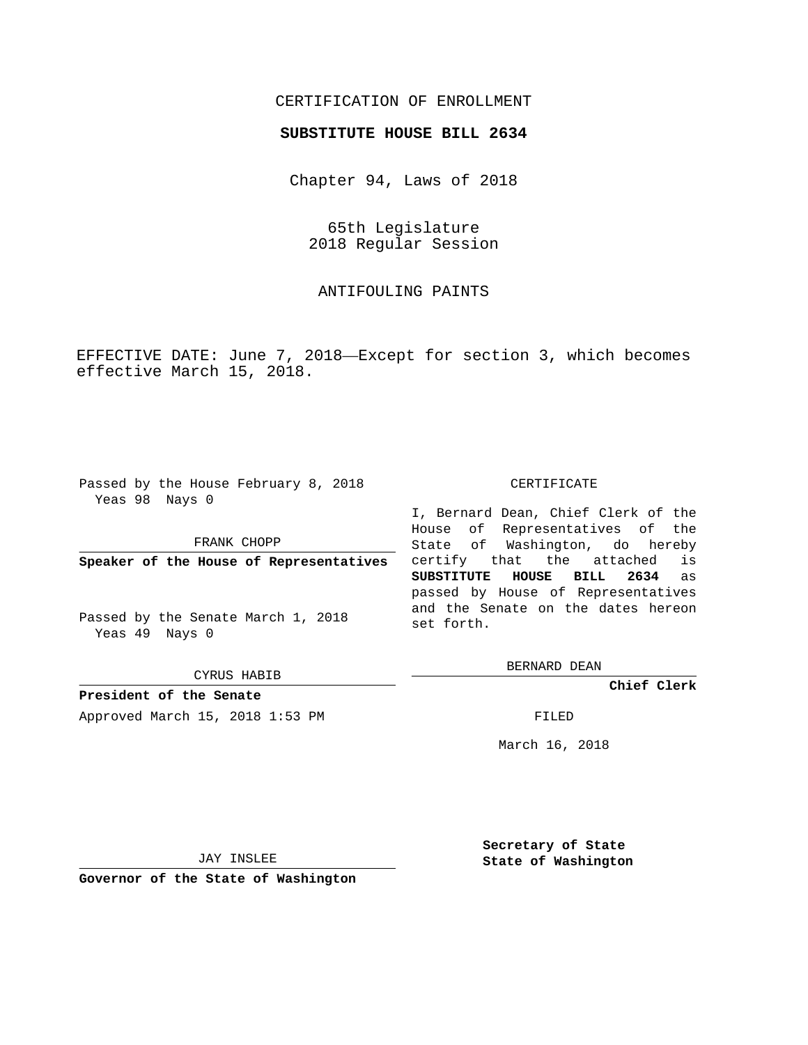CERTIFICATION OF ENROLLMENT

**SUBSTITUTE HOUSE BILL 2634**

Chapter 94, Laws of 2018

65th Legislature
2018 Regular Session

ANTIFOULING PAINTS

EFFECTIVE DATE: June 7, 2018—Except for section 3, which becomes effective March 15, 2018.

Passed by the House February 8, 2018
Yeas 98 Nays 0

FRANK CHOPP

**Speaker of the House of Representatives**

Passed by the Senate March 1, 2018
Yeas 49 Nays 0

CYRUS HABIB

**President of the Senate**

Approved March 15, 2018 1:53 PM

JAY INSLEE

**Governor of the State of Washington**

CERTIFICATE

I, Bernard Dean, Chief Clerk of the House of Representatives of the State of Washington, do hereby certify that the attached is **SUBSTITUTE HOUSE BILL 2634** as passed by House of Representatives and the Senate on the dates hereon set forth.

BERNARD DEAN

**Chief Clerk**

FILED

March 16, 2018

**Secretary of State**
**State of Washington**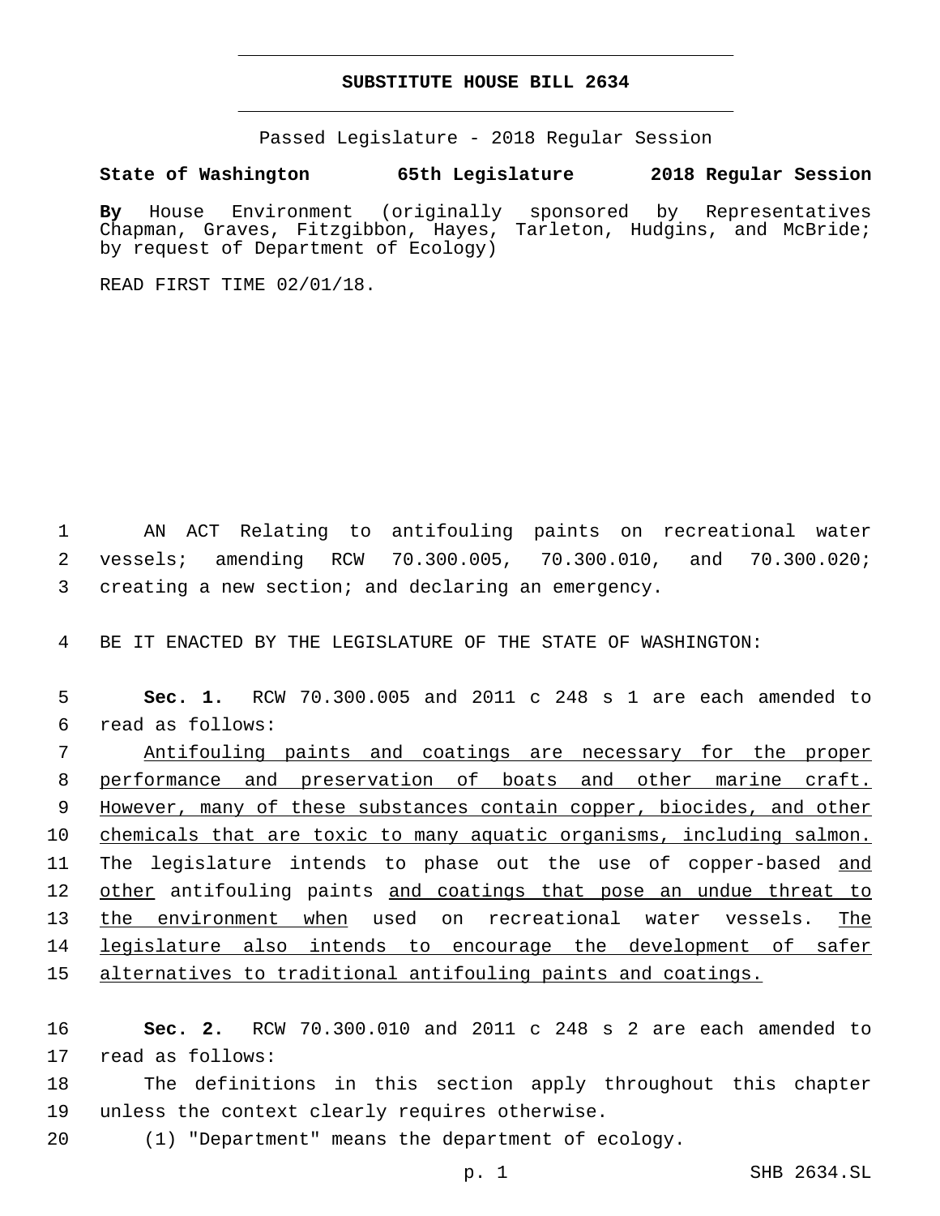**SUBSTITUTE HOUSE BILL 2634**

Passed Legislature - 2018 Regular Session

**State of Washington 65th Legislature 2018 Regular Session**

**By** House Environment (originally sponsored by Representatives Chapman, Graves, Fitzgibbon, Hayes, Tarleton, Hudgins, and McBride; by request of Department of Ecology)

READ FIRST TIME 02/01/18.

AN ACT Relating to antifouling paints on recreational water vessels; amending RCW 70.300.005, 70.300.010, and 70.300.020; creating a new section; and declaring an emergency.

BE IT ENACTED BY THE LEGISLATURE OF THE STATE OF WASHINGTON:

**Sec. 1.** RCW 70.300.005 and 2011 c 248 s 1 are each amended to read as follows:

Antifouling paints and coatings are necessary for the proper performance and preservation of boats and other marine craft. However, many of these substances contain copper, biocides, and other chemicals that are toxic to many aquatic organisms, including salmon. The legislature intends to phase out the use of copper-based and other antifouling paints and coatings that pose an undue threat to the environment when used on recreational water vessels. The legislature also intends to encourage the development of safer alternatives to traditional antifouling paints and coatings.

**Sec. 2.** RCW 70.300.010 and 2011 c 248 s 2 are each amended to read as follows:

The definitions in this section apply throughout this chapter unless the context clearly requires otherwise.

(1) "Department" means the department of ecology.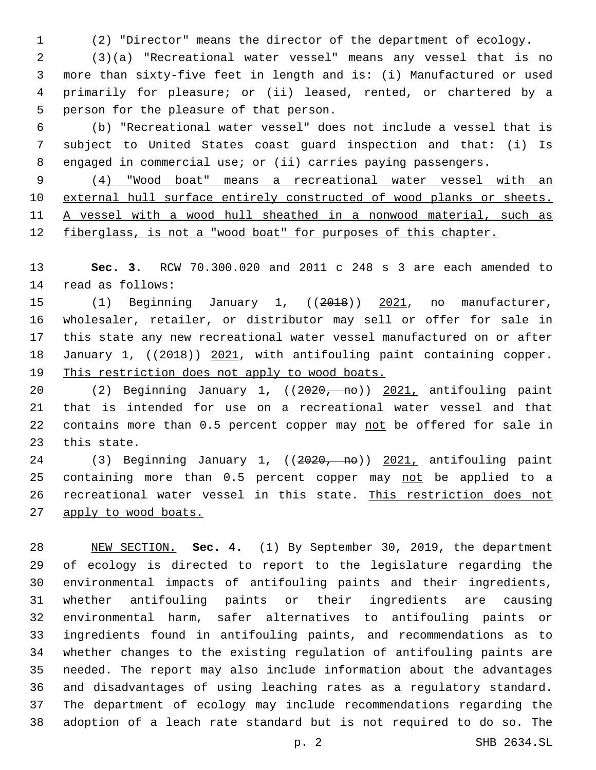(2) "Director" means the director of the department of ecology.

(3)(a) "Recreational water vessel" means any vessel that is no more than sixty-five feet in length and is: (i) Manufactured or used primarily for pleasure; or (ii) leased, rented, or chartered by a person for the pleasure of that person.

(b) "Recreational water vessel" does not include a vessel that is subject to United States coast guard inspection and that: (i) Is engaged in commercial use; or (ii) carries paying passengers.

<u>(4) "Wood boat" means a recreational water vessel with an external hull surface entirely constructed of wood planks or sheets. A vessel with a wood hull sheathed in a nonwood material, such as fiberglass, is not a "wood boat" for purposes of this chapter.</u>

**Sec. 3.** RCW 70.300.020 and 2011 c 248 s 3 are each amended to read as follows:

(1) Beginning January 1, ((~~2018~~)) <u>2021</u>, no manufacturer, wholesaler, retailer, or distributor may sell or offer for sale in this state any new recreational water vessel manufactured on or after January 1, ((~~2018~~)) <u>2021</u>, with antifouling paint containing copper. <u>This restriction does not apply to wood boats.</u>

(2) Beginning January 1, ((~~2020, no~~)) <u>2021,</u> antifouling paint that is intended for use on a recreational water vessel and that contains more than 0.5 percent copper may <u>not</u> be offered for sale in this state.

(3) Beginning January 1, ((~~2020, no~~)) <u>2021,</u> antifouling paint containing more than 0.5 percent copper may <u>not</u> be applied to a recreational water vessel in this state. <u>This restriction does not apply to wood boats.</u>

<u>NEW SECTION.</u> **Sec. 4.** (1) By September 30, 2019, the department of ecology is directed to report to the legislature regarding the environmental impacts of antifouling paints and their ingredients, whether antifouling paints or their ingredients are causing environmental harm, safer alternatives to antifouling paints or ingredients found in antifouling paints, and recommendations as to whether changes to the existing regulation of antifouling paints are needed. The report may also include information about the advantages and disadvantages of using leaching rates as a regulatory standard. The department of ecology may include recommendations regarding the adoption of a leach rate standard but is not required to do so. The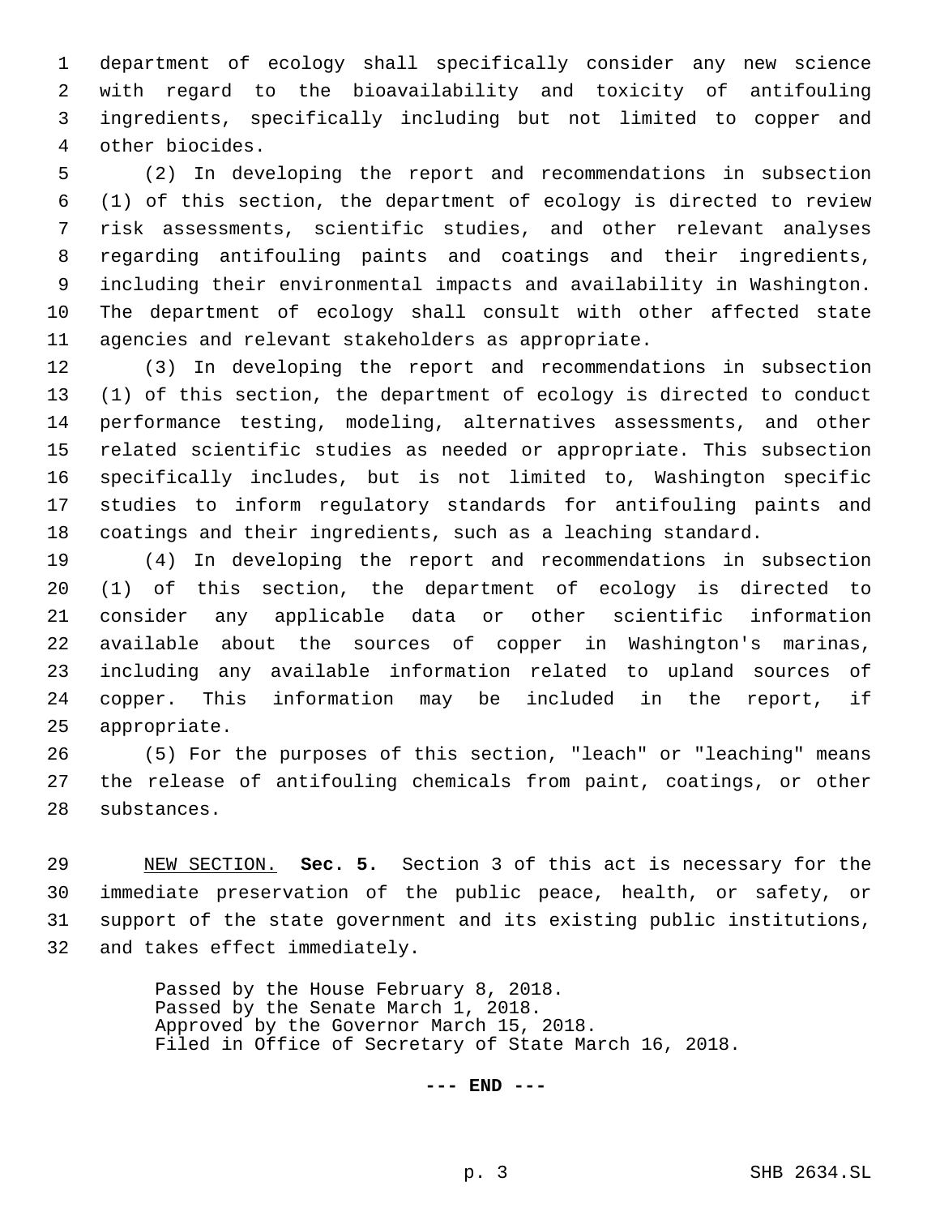department of ecology shall specifically consider any new science with regard to the bioavailability and toxicity of antifouling ingredients, specifically including but not limited to copper and other biocides.

(2) In developing the report and recommendations in subsection (1) of this section, the department of ecology is directed to review risk assessments, scientific studies, and other relevant analyses regarding antifouling paints and coatings and their ingredients, including their environmental impacts and availability in Washington. The department of ecology shall consult with other affected state agencies and relevant stakeholders as appropriate.

(3) In developing the report and recommendations in subsection (1) of this section, the department of ecology is directed to conduct performance testing, modeling, alternatives assessments, and other related scientific studies as needed or appropriate. This subsection specifically includes, but is not limited to, Washington specific studies to inform regulatory standards for antifouling paints and coatings and their ingredients, such as a leaching standard.

(4) In developing the report and recommendations in subsection (1) of this section, the department of ecology is directed to consider any applicable data or other scientific information available about the sources of copper in Washington's marinas, including any available information related to upland sources of copper. This information may be included in the report, if appropriate.

(5) For the purposes of this section, "leach" or "leaching" means the release of antifouling chemicals from paint, coatings, or other substances.

NEW SECTION. **Sec. 5.** Section 3 of this act is necessary for the immediate preservation of the public peace, health, or safety, or support of the state government and its existing public institutions, and takes effect immediately.

Passed by the House February 8, 2018.
Passed by the Senate March 1, 2018.
Approved by the Governor March 15, 2018.
Filed in Office of Secretary of State March 16, 2018.

**--- END ---**